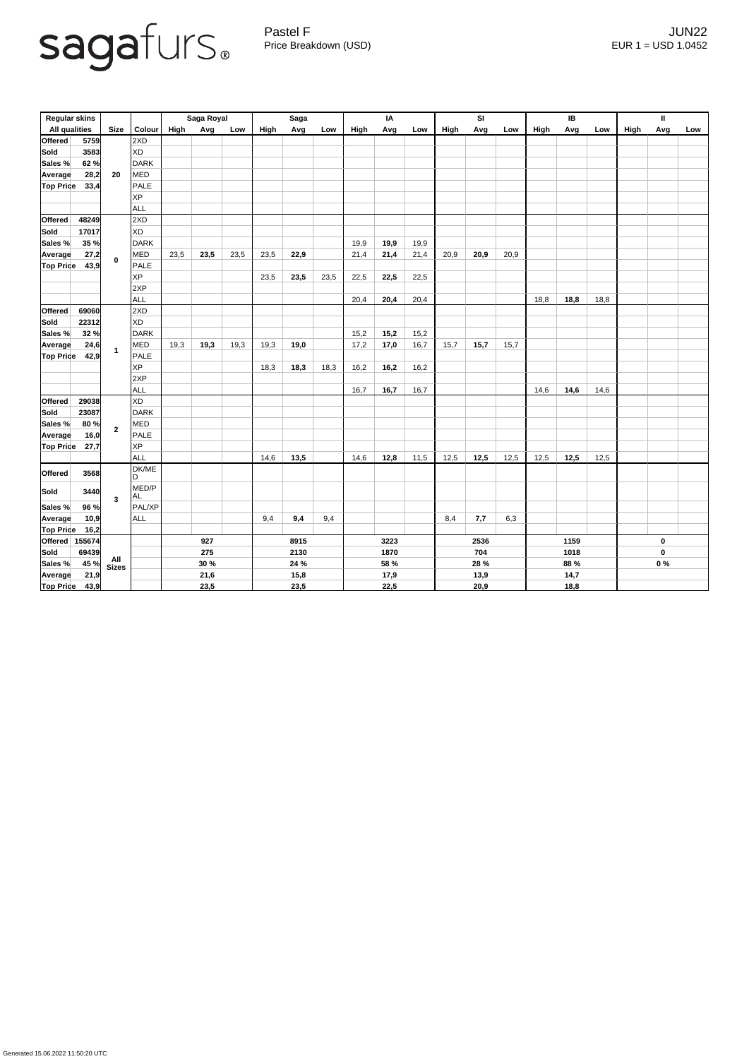sagafurs®

Pastel F
Price Breakdown (USD)

JUN22
EUR 1 = USD 1.0452

| Regular skins | | | | Saga Royal | | | Saga | | | IA | | | SI | | | IB | | | II | | |
|---|---|---|---|---|---|---|---|---|---|---|---|---|---|---|---|---|---|---|---|---|---|
| All qualities | | Size | Colour | High | Avg | Low | High | Avg | Low | High | Avg | Low | High | Avg | Low | High | Avg | Low | High | Avg | Low |
| Offered | 5759 | 20 | 2XD | | | | | | | | | | | | | | | | | | |
| Sold | 3583 | | XD | | | | | | | | | | | | | | | | | | |
| Sales % | 62 % | | DARK | | | | | | | | | | | | | | | | | | |
| Average | 28,2 | | MED | | | | | | | | | | | | | | | | | | |
| Top Price | 33,4 | | PALE | | | | | | | | | | | | | | | | | | |
| | | | XP | | | | | | | | | | | | | | | | | | |
| | | | ALL | | | | | | | | | | | | | | | | | | |
| Offered | 48249 | 0 | 2XD | | | | | | | | | | | | | | | | | | |
| Sold | 17017 | | XD | | | | | | | | | | | | | | | | | | |
| Sales % | 35 % | | DARK | | | | | | | 19,9 | **19,9** | 19,9 | | | | | | | | | |
| Average | 27,2 | | MED | 23,5 | **23,5** | 23,5 | 23,5 | **22,9** | | 21,4 | **21,4** | 21,4 | 20,9 | **20,9** | 20,9 | | | | | | |
| Top Price | 43,9 | | PALE | | | | | | | | | | | | | | | | | | |
| | | | XP | | | | 23,5 | **23,5** | 23,5 | 22,5 | **22,5** | 22,5 | | | | | | | | | |
| | | | 2XP | | | | | | | | | | | | | | | | | | |
| | | | ALL | | | | | | | 20,4 | **20,4** | 20,4 | | | | 18,8 | **18,8** | 18,8 | | | |
| Offered | 69060 | 1 | 2XD | | | | | | | | | | | | | | | | | | |
| Sold | 22312 | | XD | | | | | | | | | | | | | | | | | | |
| Sales % | 32 % | | DARK | | | | | | | 15,2 | **15,2** | 15,2 | | | | | | | | | |
| Average | 24,6 | | MED | 19,3 | **19,3** | 19,3 | 19,3 | **19,0** | | 17,2 | **17,0** | 16,7 | 15,7 | **15,7** | 15,7 | | | | | | |
| Top Price | 42,9 | | PALE | | | | | | | | | | | | | | | | | | |
| | | | XP | | | | 18,3 | **18,3** | 18,3 | 16,2 | **16,2** | 16,2 | | | | | | | | | |
| | | | 2XP | | | | | | | | | | | | | | | | | | |
| | | | ALL | | | | | | | 16,7 | **16,7** | 16,7 | | | | 14,6 | **14,6** | 14,6 | | | |
| Offered | 29038 | 2 | XD | | | | | | | | | | | | | | | | | | |
| Sold | 23087 | | DARK | | | | | | | | | | | | | | | | | | |
| Sales % | 80 % | | MED | | | | | | | | | | | | | | | | | | |
| Average | 16,0 | | PALE | | | | | | | | | | | | | | | | | | |
| Top Price | 27,7 | | XP | | | | | | | | | | | | | | | | | | |
| | | | ALL | | | | 14,6 | **13,5** | | 14,6 | **12,8** | 11,5 | 12,5 | **12,5** | 12,5 | 12,5 | **12,5** | 12,5 | | | |
| Offered | 3568 | 3 | DK/MED | | | | | | | | | | | | | | | | | | |
| Sold | 3440 | | MED/PAL | | | | | | | | | | | | | | | | | | |
| Sales % | 96 % | | PAL/XP | | | | | | | | | | | | | | | | | | |
| Average | 10,9 | | ALL | | | | 9,4 | **9,4** | 9,4 | | | | 8,4 | **7,7** | 6,3 | | | | | | |
| Top Price | 16,2 | | | | | | | | | | | | | | | | | | | | |
| Offered | 155674 | All Sizes | | | 927 | | | 8915 | | | 3223 | | | 2536 | | | 1159 | | | 0 | |
| Sold | 69439 | | | | 275 | | | 2130 | | | 1870 | | | 704 | | | 1018 | | | 0 | |
| Sales % | 45 % | | | | 30 % | | | 24 % | | | 58 % | | | 28 % | | | 88 % | | | 0 % | |
| Average | 21,9 | | | | 21,6 | | | 15,8 | | | 17,9 | | | 13,9 | | | 14,7 | | | | |
| Top Price | 43,9 | | | | 23,5 | | | 23,5 | | | 22,5 | | | 20,9 | | | 18,8 | | | | |

Generated 15.06.2022 11:50:20 UTC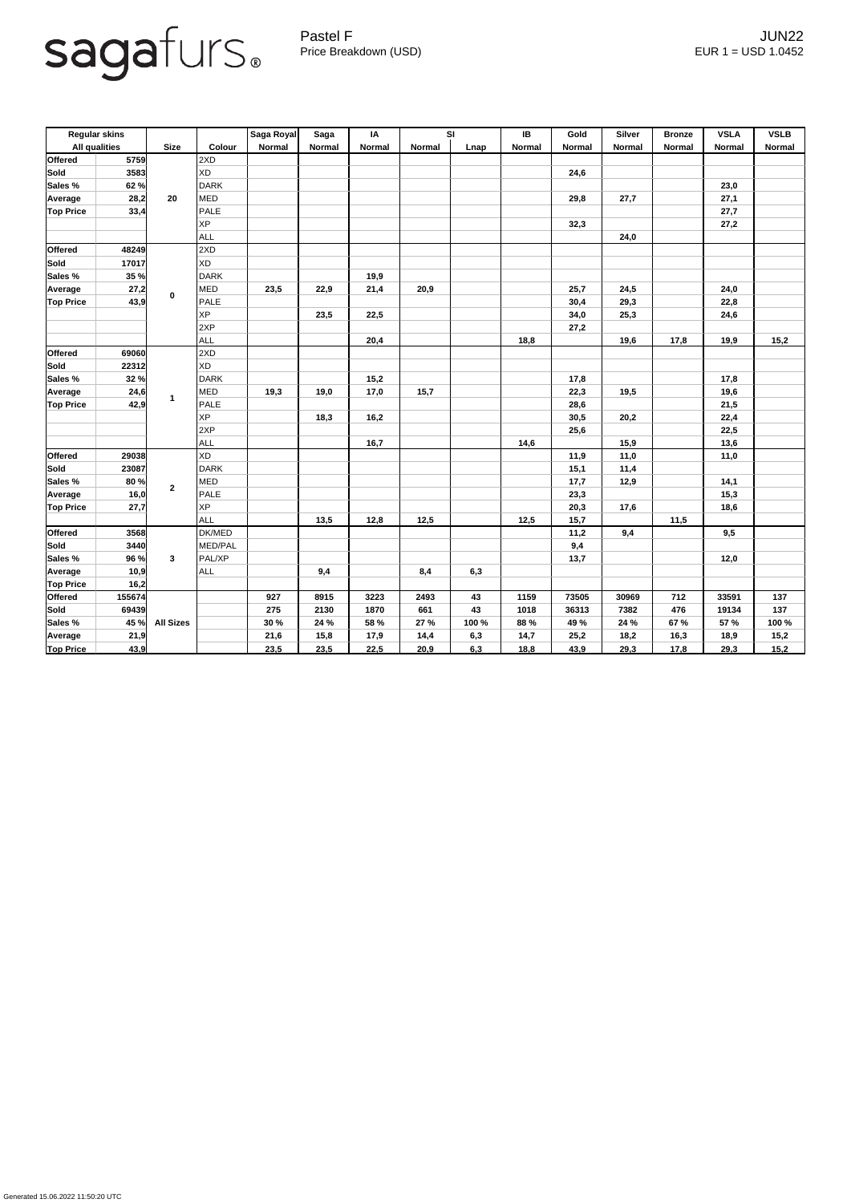sagafurs®

Pastel F
Price Breakdown (USD)

JUN22
EUR 1 = USD 1.0452

| Regular skins | | Size | Colour | Saga Royal | Saga | IA | SI | | IB | Gold | Silver | Bronze | VSLA | VSLB |
|---|---|---|---|---|---|---|---|---|---|---|---|---|---|---|
| All qualities | | | | Normal | Normal | Normal | Normal | Lnap | Normal | Normal | Normal | Normal | Normal | Normal |
| Offered | 5759 | 20 | 2XD | | | | | | | | | | | |
| Sold | 3583 | | XD | | | | | | | 24,6 | | | | |
| Sales % | 62 % | | DARK | | | | | | | | | | 23,0 | |
| Average | 28,2 | | MED | | | | | | | 29,8 | 27,7 | | 27,1 | |
| Top Price | 33,4 | | PALE | | | | | | | | | | 27,7 | |
| | | | XP | | | | | | | 32,3 | | | 27,2 | |
| | | | ALL | | | | | | | | 24,0 | | | |
| Offered | 48249 | 0 | 2XD | | | | | | | | | | | |
| Sold | 17017 | | XD | | | | | | | | | | | |
| Sales % | 35 % | | DARK | | | 19,9 | | | | | | | | |
| Average | 27,2 | | MED | 23,5 | 22,9 | 21,4 | 20,9 | | | 25,7 | 24,5 | | 24,0 | |
| Top Price | 43,9 | | PALE | | | | | | | 30,4 | 29,3 | | 22,8 | |
| | | | XP | | 23,5 | 22,5 | | | | 34,0 | 25,3 | | 24,6 | |
| | | | 2XP | | | | | | | 27,2 | | | | |
| | | | ALL | | | 20,4 | | | 18,8 | | 19,6 | 17,8 | 19,9 | 15,2 |
| Offered | 69060 | 1 | 2XD | | | | | | | | | | | |
| Sold | 22312 | | XD | | | | | | | | | | | |
| Sales % | 32 % | | DARK | | | 15,2 | | | | 17,8 | | | 17,8 | |
| Average | 24,6 | | MED | 19,3 | 19,0 | 17,0 | 15,7 | | | 22,3 | 19,5 | | 19,6 | |
| Top Price | 42,9 | | PALE | | | | | | | 28,6 | | | 21,5 | |
| | | | XP | | 18,3 | 16,2 | | | | 30,5 | 20,2 | | 22,4 | |
| | | | 2XP | | | | | | | 25,6 | | | 22,5 | |
| | | | ALL | | | 16,7 | | | 14,6 | | 15,9 | | 13,6 | |
| Offered | 29038 | 2 | XD | | | | | | | 11,9 | 11,0 | | 11,0 | |
| Sold | 23087 | | DARK | | | | | | | 15,1 | 11,4 | | | |
| Sales % | 80 % | | MED | | | | | | | 17,7 | 12,9 | | 14,1 | |
| Average | 16,0 | | PALE | | | | | | | 23,3 | | | 15,3 | |
| Top Price | 27,7 | | XP | | | | | | | 20,3 | 17,6 | | 18,6 | |
| | | | ALL | | 13,5 | 12,8 | 12,5 | | 12,5 | 15,7 | | 11,5 | | |
| Offered | 3568 | 3 | DK/MED | | | | | | | 11,2 | 9,4 | | 9,5 | |
| Sold | 3440 | | MED/PAL | | | | | | | 9,4 | | | | |
| Sales % | 96 % | | PAL/XP | | | | | | | 13,7 | | | 12,0 | |
| Average | 10,9 | | ALL | | 9,4 | | 8,4 | 6,3 | | | | | | |
| Top Price | 16,2 | | | | | | | | | | | | | |
| Offered | 155674 | All Sizes | | 927 | 8915 | 3223 | 2493 | 43 | 1159 | 73505 | 30969 | 712 | 33591 | 137 |
| Sold | 69439 | | | 275 | 2130 | 1870 | 661 | 43 | 1018 | 36313 | 7382 | 476 | 19134 | 137 |
| Sales % | 45 % | | | 30 % | 24 % | 58 % | 27 % | 100 % | 88 % | 49 % | 24 % | 67 % | 57 % | 100 % |
| Average | 21,9 | | | 21,6 | 15,8 | 17,9 | 14,4 | 6,3 | 14,7 | 25,2 | 18,2 | 16,3 | 18,9 | 15,2 |
| Top Price | 43,9 | | | 23,5 | 23,5 | 22,5 | 20,9 | 6,3 | 18,8 | 43,9 | 29,3 | 17,8 | 29,3 | 15,2 |

Generated 15.06.2022 11:50:20 UTC